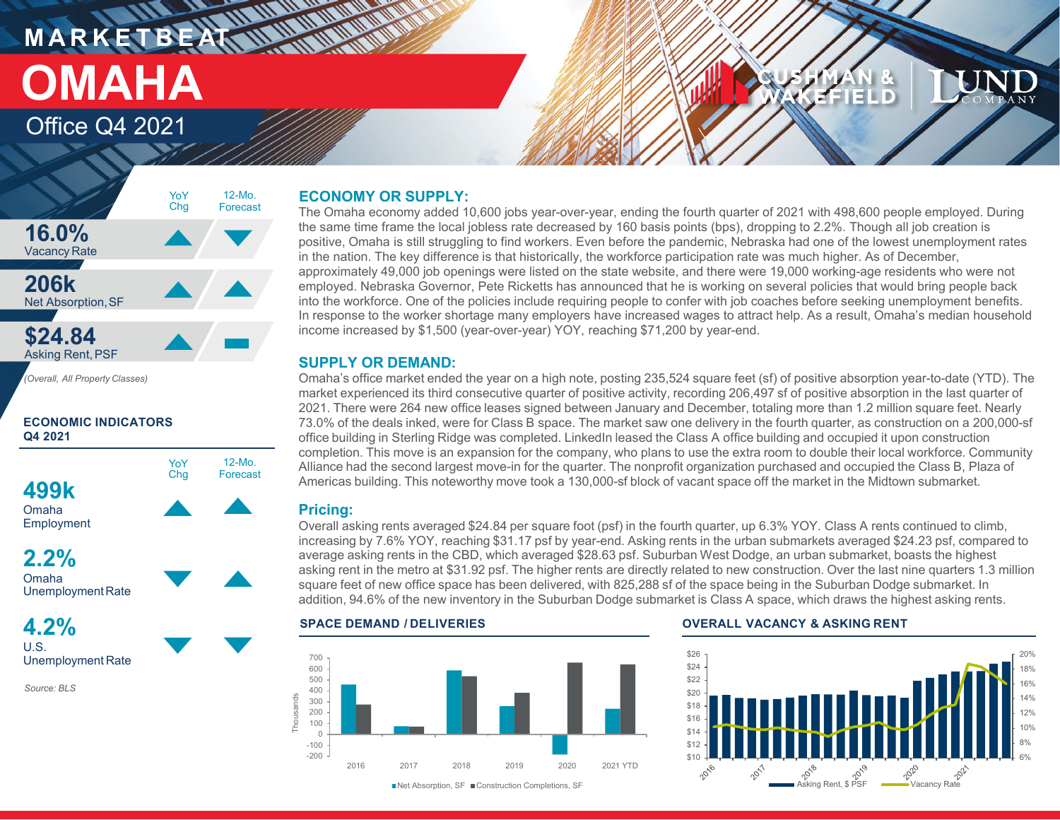# MARKETBEAT

# OMAHA

## Office Q4 2021

| | YoY Chg | 12-Mo. Forecast |
|---|---|---|
| **16.0%** Vacancy Rate | ▲ | ▼ |
| **206k** Net Absorption, SF | ▲ | ▲ |
| **$24.84** Asking Rent, PSF | ▲ | ▬ |

*(Overall, All Property Classes)*

### ECONOMIC INDICATORS Q4 2021

| | YoY Chg | 12-Mo. Forecast |
|---|---|---|
| **499k** Omaha Employment | ▲ | ▲ |
| **2.2%** Omaha Unemployment Rate | ▼ | ▲ |
| **4.2%** U.S. Unemployment Rate | ▼ | ▼ |

*Source: BLS*

## ECONOMY OR SUPPLY:

The Omaha economy added 10,600 jobs year-over-year, ending the fourth quarter of 2021 with 498,600 people employed. During the same time frame the local jobless rate decreased by 160 basis points (bps), dropping to 2.2%. Though all job creation is positive, Omaha is still struggling to find workers. Even before the pandemic, Nebraska had one of the lowest unemployment rates in the nation. The key difference is that historically, the workforce participation rate was much higher. As of December, approximately 49,000 job openings were listed on the state website, and there were 19,000 working-age residents who were not employed. Nebraska Governor, Pete Ricketts has announced that he is working on several policies that would bring people back into the workforce. One of the policies include requiring people to confer with job coaches before seeking unemployment benefits. In response to the worker shortage many employers have increased wages to attract help. As a result, Omaha's median household income increased by $1,500 (year-over-year) YOY, reaching $71,200 by year-end.

## SUPPLY OR DEMAND:

Omaha's office market ended the year on a high note, posting 235,524 square feet (sf) of positive absorption year-to-date (YTD). The market experienced its third consecutive quarter of positive activity, recording 206,497 sf of positive absorption in the last quarter of 2021. There were 264 new office leases signed between January and December, totaling more than 1.2 million square feet. Nearly 73.0% of the deals inked, were for Class B space. The market saw one delivery in the fourth quarter, as construction on a 200,000-sf office building in Sterling Ridge was completed. LinkedIn leased the Class A office building and occupied it upon construction completion. This move is an expansion for the company, who plans to use the extra room to double their local workforce. Community Alliance had the second largest move-in for the quarter. The nonprofit organization purchased and occupied the Class B, Plaza of Americas building. This noteworthy move took a 130,000-sf block of vacant space off the market in the Midtown submarket.

## Pricing:

Overall asking rents averaged $24.84 per square foot (psf) in the fourth quarter, up 6.3% YOY. Class A rents continued to climb, increasing by 7.6% YOY, reaching $31.17 psf by year-end. Asking rents in the urban submarkets averaged $24.23 psf, compared to average asking rents in the CBD, which averaged $28.63 psf. Suburban West Dodge, an urban submarket, boasts the highest asking rent in the metro at $31.92 psf. The higher rents are directly related to new construction. Over the last nine quarters 1.3 million square feet of new office space has been delivered, with 825,288 sf of the space being in the Suburban Dodge submarket. In addition, 94.6% of the new inventory in the Suburban Dodge submarket is Class A space, which draws the highest asking rents.

### SPACE DEMAND / DELIVERIES

Net Absorption, SF; Construction Completions, SF (Thousands)

### OVERALL VACANCY & ASKING RENT

Asking Rent, $ PSF; Vacancy Rate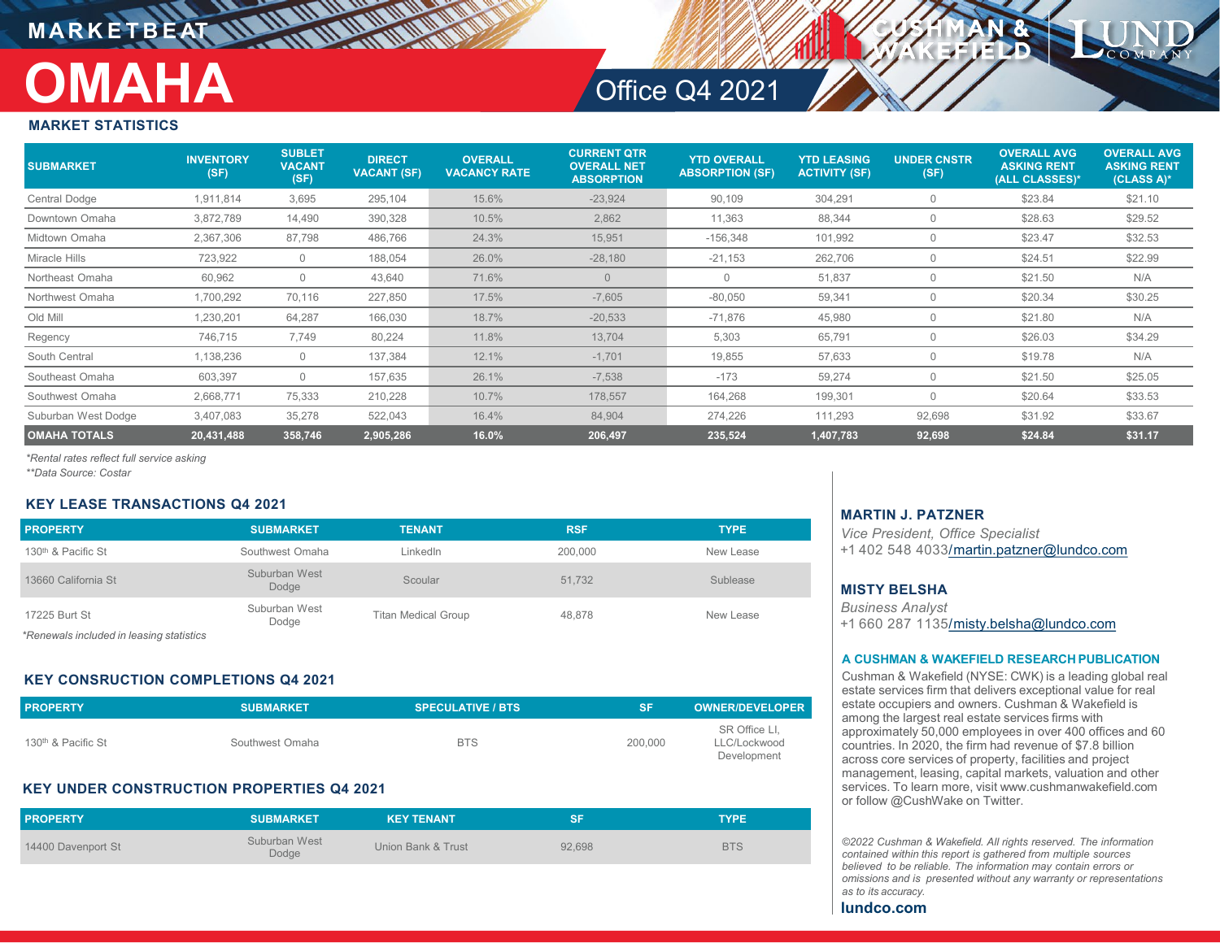# MARKETBEAT

# OMAHA

## Office Q4 2021

### MARKET STATISTICS

| SUBMARKET | INVENTORY (SF) | SUBLET VACANT (SF) | DIRECT VACANT (SF) | OVERALL VACANCY RATE | CURRENT QTR OVERALL NET ABSORPTION | YTD OVERALL ABSORPTION (SF) | YTD LEASING ACTIVITY (SF) | UNDER CNSTR (SF) | OVERALL AVG ASKING RENT (ALL CLASSES)* | OVERALL AVG ASKING RENT (CLASS A)* |
|---|---|---|---|---|---|---|---|---|---|---|
| Central Dodge | 1,911,814 | 3,695 | 295,104 | 15.6% | -23,924 | 90,109 | 304,291 | 0 | $23.84 | $21.10 |
| Downtown Omaha | 3,872,789 | 14,490 | 390,328 | 10.5% | 2,862 | 11,363 | 88,344 | 0 | $28.63 | $29.52 |
| Midtown Omaha | 2,367,306 | 87,798 | 486,766 | 24.3% | 15,951 | -156,348 | 101,992 | 0 | $23.47 | $32.53 |
| Miracle Hills | 723,922 | 0 | 188,054 | 26.0% | -28,180 | -21,153 | 262,706 | 0 | $24.51 | $22.99 |
| Northeast Omaha | 60,962 | 0 | 43,640 | 71.6% | 0 | 0 | 51,837 | 0 | $21.50 | N/A |
| Northwest Omaha | 1,700,292 | 70,116 | 227,850 | 17.5% | -7,605 | -80,050 | 59,341 | 0 | $20.34 | $30.25 |
| Old Mill | 1,230,201 | 64,287 | 166,030 | 18.7% | -20,533 | -71,876 | 45,980 | 0 | $21.80 | N/A |
| Regency | 746,715 | 7,749 | 80,224 | 11.8% | 13,704 | 5,303 | 65,791 | 0 | $26.03 | $34.29 |
| South Central | 1,138,236 | 0 | 137,384 | 12.1% | -1,701 | 19,855 | 57,633 | 0 | $19.78 | N/A |
| Southeast Omaha | 603,397 | 0 | 157,635 | 26.1% | -7,538 | -173 | 59,274 | 0 | $21.50 | $25.05 |
| Southwest Omaha | 2,668,771 | 75,333 | 210,228 | 10.7% | 178,557 | 164,268 | 199,301 | 0 | $20.64 | $33.53 |
| Suburban West Dodge | 3,407,083 | 35,278 | 522,043 | 16.4% | 84,904 | 274,226 | 111,293 | 92,698 | $31.92 | $33.67 |
| **OMAHA TOTALS** | **20,431,488** | **358,746** | **2,905,286** | **16.0%** | **206,497** | **235,524** | **1,407,783** | **92,698** | **$24.84** | **$31.17** |

*Rental rates reflect full service asking

**Data Source: Costar

### KEY LEASE TRANSACTIONS Q4 2021

| PROPERTY | SUBMARKET | TENANT | RSF | TYPE |
|---|---|---|---|---|
| 130th & Pacific St | Southwest Omaha | LinkedIn | 200,000 | New Lease |
| 13660 California St | Suburban West Dodge | Scoular | 51,732 | Sublease |
| 17225 Burt St | Suburban West Dodge | Titan Medical Group | 48,878 | New Lease |

*Renewals included in leasing statistics

### KEY CONSRUCTION COMPLETIONS Q4 2021

| PROPERTY | SUBMARKET | SPECULATIVE / BTS | SF | OWNER/DEVELOPER |
|---|---|---|---|---|
| 130th & Pacific St | Southwest Omaha | BTS | 200,000 | SR Office LI, LLC/Lockwood Development |

### KEY UNDER CONSTRUCTION PROPERTIES Q4 2021

| PROPERTY | SUBMARKET | KEY TENANT | SF | TYPE |
|---|---|---|---|---|
| 14400 Davenport St | Suburban West Dodge | Union Bank & Trust | 92,698 | BTS |

**MARTIN J. PATZNER**

*Vice President, Office Specialist*

+1 402 548 4033/martin.patzner@lundco.com

**MISTY BELSHA**

*Business Analyst*

+1 660 287 1135/misty.belsha@lundco.com

**A CUSHMAN & WAKEFIELD RESEARCH PUBLICATION**

Cushman & Wakefield (NYSE: CWK) is a leading global real estate services firm that delivers exceptional value for real estate occupiers and owners. Cushman & Wakefield is among the largest real estate services firms with approximately 50,000 employees in over 400 offices and 60 countries. In 2020, the firm had revenue of $7.8 billion across core services of property, facilities and project management, leasing, capital markets, valuation and other services. To learn more, visit www.cushmanwakefield.com or follow @CushWake on Twitter.

*©2022 Cushman & Wakefield. All rights reserved. The information contained within this report is gathered from multiple sources believed to be reliable. The information may contain errors or omissions and is presented without any warranty or representations as to its accuracy.*

**lundco.com**